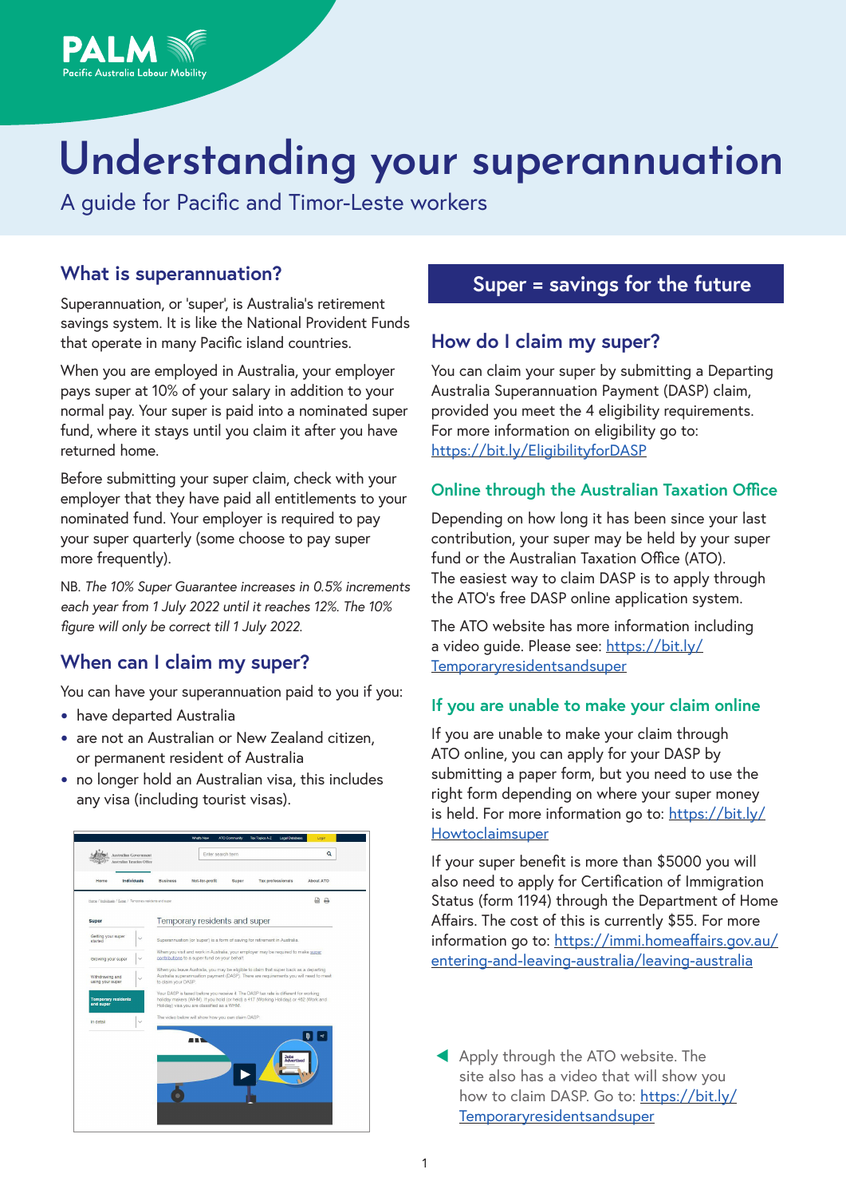PALM
Pacific Australia Labour Mobility

# Understanding your superannuation

A guide for Pacific and Timor-Leste workers

## What is superannuation?

Superannuation, or 'super', is Australia's retirement savings system. It is like the National Provident Funds that operate in many Pacific island countries.

When you are employed in Australia, your employer pays super at 10% of your salary in addition to your normal pay. Your super is paid into a nominated super fund, where it stays until you claim it after you have returned home.

Before submitting your super claim, check with your employer that they have paid all entitlements to your nominated fund. Your employer is required to pay your super quarterly (some choose to pay super more frequently).

NB. *The 10% Super Guarantee increases in 0.5% increments each year from 1 July 2022 until it reaches 12%. The 10% figure will only be correct till 1 July 2022.*

## When can I claim my super?

You can have your superannuation paid to you if you:

- have departed Australia
- are not an Australian or New Zealand citizen, or permanent resident of Australia
- no longer hold an Australian visa, this includes any visa (including tourist visas).

**Super = savings for the future**

## How do I claim my super?

You can claim your super by submitting a Departing Australia Superannuation Payment (DASP) claim, provided you meet the 4 eligibility requirements. For more information on eligibility go to: https://bit.ly/EligibilityforDASP

### Online through the Australian Taxation Office

Depending on how long it has been since your last contribution, your super may be held by your super fund or the Australian Taxation Office (ATO). The easiest way to claim DASP is to apply through the ATO's free DASP online application system.

The ATO website has more information including a video guide. Please see: https://bit.ly/Temporaryresidentsandsuper

### If you are unable to make your claim online

If you are unable to make your claim through ATO online, you can apply for your DASP by submitting a paper form, but you need to use the right form depending on where your super money is held. For more information go to: https://bit.ly/Howtoclaimsuper

If your super benefit is more than $5000 you will also need to apply for Certification of Immigration Status (form 1194) through the Department of Home Affairs. The cost of this is currently $55. For more information go to: https://immi.homeaffairs.gov.au/entering-and-leaving-australia/leaving-australia

◀ Apply through the ATO website. The site also has a video that will show you how to claim DASP. Go to: https://bit.ly/Temporaryresidentsandsuper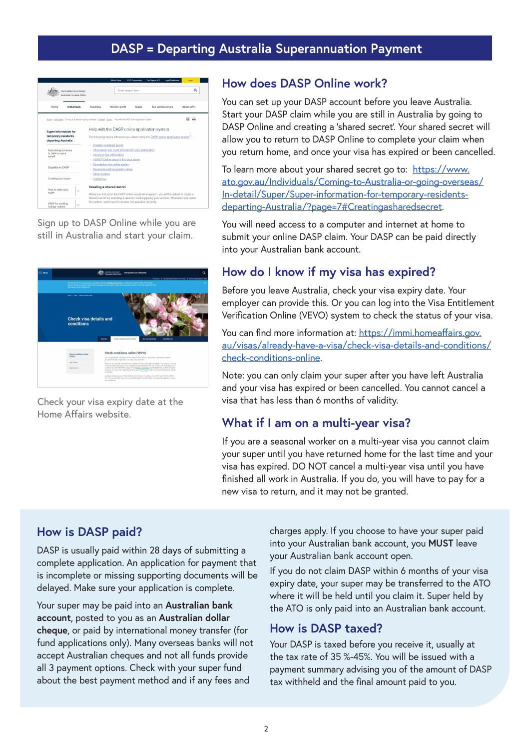# DASP = Departing Australia Superannuation Payment

Sign up to DASP Online while you are still in Australia and start your claim.

Check your visa expiry date at the Home Affairs website.

## How does DASP Online work?

You can set up your DASP account before you leave Australia. Start your DASP claim while you are still in Australia by going to DASP Online and creating a 'shared secret'. Your shared secret will allow you to return to DASP Online to complete your claim when you return home, and once your visa has expired or been cancelled.

To learn more about your shared secret go to: https://www.ato.gov.au/Individuals/Coming-to-Australia-or-going-overseas/In-detail/Super/Super-information-for-temporary-residents-departing-Australia/?page=7#Creatingasharedsecret.

You will need access to a computer and internet at home to submit your online DASP claim. Your DASP can be paid directly into your Australian bank account.

## How do I know if my visa has expired?

Before you leave Australia, check your visa expiry date. Your employer can provide this. Or you can log into the Visa Entitlement Verification Online (VEVO) system to check the status of your visa.

You can find more information at: https://immi.homeaffairs.gov.au/visas/already-have-a-visa/check-visa-details-and-conditions/check-conditions-online.

Note: you can only claim your super after you have left Australia and your visa has expired or been cancelled. You cannot cancel a visa that has less than 6 months of validity.

## What if I am on a multi-year visa?

If you are a seasonal worker on a multi-year visa you cannot claim your super until you have returned home for the last time and your visa has expired. DO NOT cancel a multi-year visa until you have finished all work in Australia. If you do, you will have to pay for a new visa to return, and it may not be granted.

## How is DASP paid?

DASP is usually paid within 28 days of submitting a complete application. An application for payment that is incomplete or missing supporting documents will be delayed. Make sure your application is complete.

Your super may be paid into an **Australian bank account**, posted to you as an **Australian dollar cheque**, or paid by international money transfer (for fund applications only). Many overseas banks will not accept Australian cheques and not all funds provide all 3 payment options. Check with your super fund about the best payment method and if any fees and charges apply. If you choose to have your super paid into your Australian bank account, you **MUST** leave your Australian bank account open.

If you do not claim DASP within 6 months of your visa expiry date, your super may be transferred to the ATO where it will be held until you claim it. Super held by the ATO is only paid into an Australian bank account.

## How is DASP taxed?

Your DASP is taxed before you receive it, usually at the tax rate of 35 %-45%. You will be issued with a payment summary advising you of the amount of DASP tax withheld and the final amount paid to you.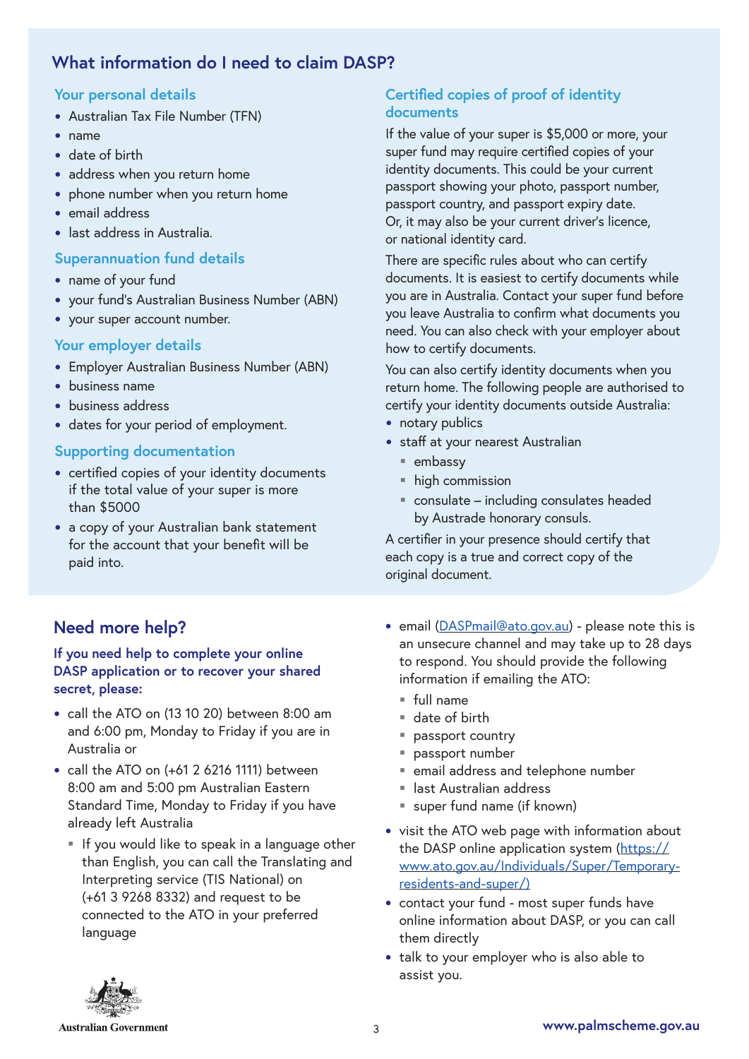## What information do I need to claim DASP?

### Your personal details

- Australian Tax File Number (TFN)
- name
- date of birth
- address when you return home
- phone number when you return home
- email address
- last address in Australia.

### Superannuation fund details

- name of your fund
- your fund's Australian Business Number (ABN)
- your super account number.

### Your employer details

- Employer Australian Business Number (ABN)
- business name
- business address
- dates for your period of employment.

### Supporting documentation

- certified copies of your identity documents if the total value of your super is more than $5000
- a copy of your Australian bank statement for the account that your benefit will be paid into.

### Certified copies of proof of identity documents

If the value of your super is $5,000 or more, your super fund may require certified copies of your identity documents. This could be your current passport showing your photo, passport number, passport country, and passport expiry date. Or, it may also be your current driver's licence, or national identity card.

There are specific rules about who can certify documents. It is easiest to certify documents while you are in Australia. Contact your super fund before you leave Australia to confirm what documents you need. You can also check with your employer about how to certify documents.

You can also certify identity documents when you return home. The following people are authorised to certify your identity documents outside Australia:

- notary publics
- staff at your nearest Australian
  - embassy
  - high commission
  - consulate – including consulates headed by Austrade honorary consuls.

A certifier in your presence should certify that each copy is a true and correct copy of the original document.

## Need more help?

**If you need help to complete your online DASP application or to recover your shared secret, please:**

- call the ATO on (13 10 20) between 8:00 am and 6:00 pm, Monday to Friday if you are in Australia or
- call the ATO on (+61 2 6216 1111) between 8:00 am and 5:00 pm Australian Eastern Standard Time, Monday to Friday if you have already left Australia
  - If you would like to speak in a language other than English, you can call the Translating and Interpreting service (TIS National) on (+61 3 9268 8332) and request to be connected to the ATO in your preferred language
- email (DASPmail@ato.gov.au) - please note this is an unsecure channel and may take up to 28 days to respond. You should provide the following information if emailing the ATO:
  - full name
  - date of birth
  - passport country
  - passport number
  - email address and telephone number
  - last Australian address
  - super fund name (if known)
- visit the ATO web page with information about the DASP online application system (https://www.ato.gov.au/Individuals/Super/Temporary-residents-and-super/)
- contact your fund - most super funds have online information about DASP, or you can call them directly
- talk to your employer who is also able to assist you.

Australian Government

www.palmscheme.gov.au